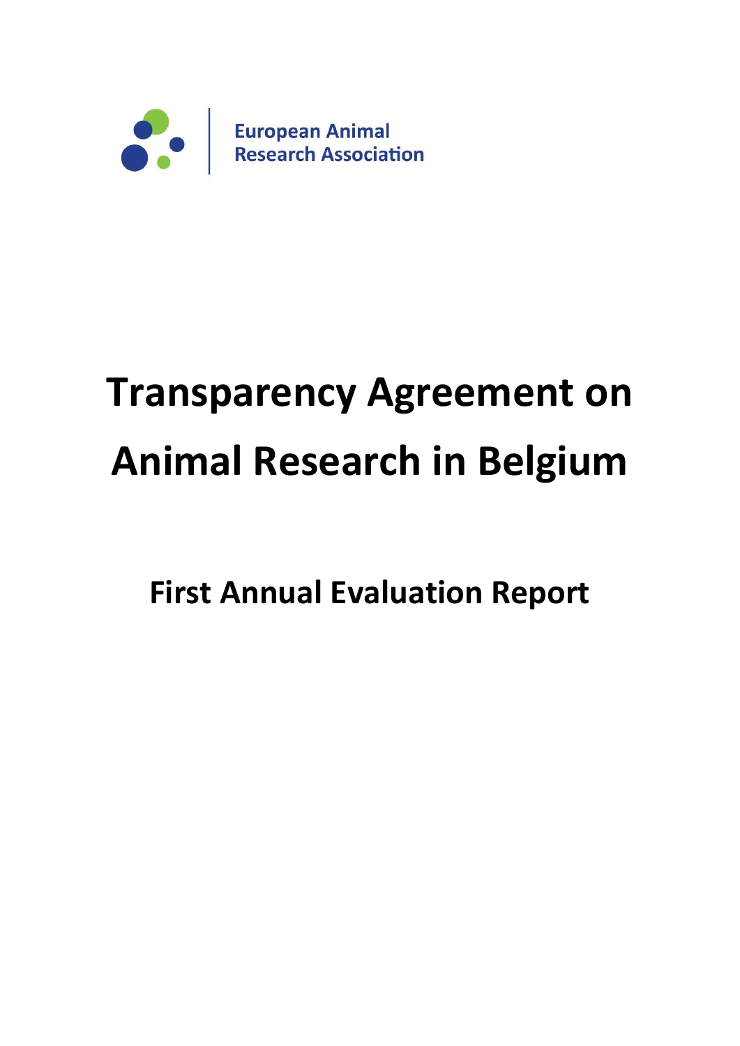European Animal Research Association

# Transparency Agreement on Animal Research in Belgium

## First Annual Evaluation Report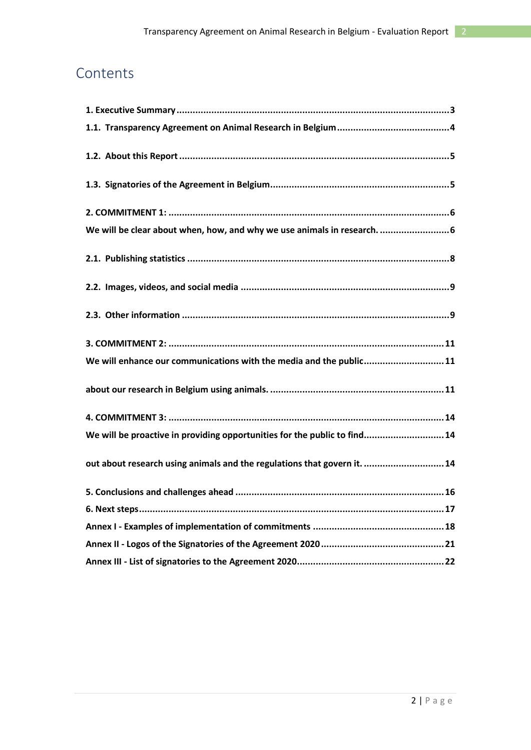# Contents

**1. Executive Summary** ..... 3

**1.1. Transparency Agreement on Animal Research in Belgium** ..... 4

**1.2. About this Report** ..... 5

**1.3. Signatories of the Agreement in Belgium** ..... 5

**2. COMMITMENT 1:** ..... 6

**We will be clear about when, how, and why we use animals in research.** ..... 6

**2.1. Publishing statistics** ..... 8

**2.2. Images, videos, and social media** ..... 9

**2.3. Other information** ..... 9

**3. COMMITMENT 2:** ..... 11

**We will enhance our communications with the media and the public** ..... 11

**about our research in Belgium using animals.** ..... 11

**4. COMMITMENT 3:** ..... 14

**We will be proactive in providing opportunities for the public to find** ..... 14

**out about research using animals and the regulations that govern it.** ..... 14

**5. Conclusions and challenges ahead** ..... 16

**6. Next steps** ..... 17

**Annex I - Examples of implementation of commitments** ..... 18

**Annex II - Logos of the Signatories of the Agreement 2020** ..... 21

**Annex III - List of signatories to the Agreement 2020** ..... 22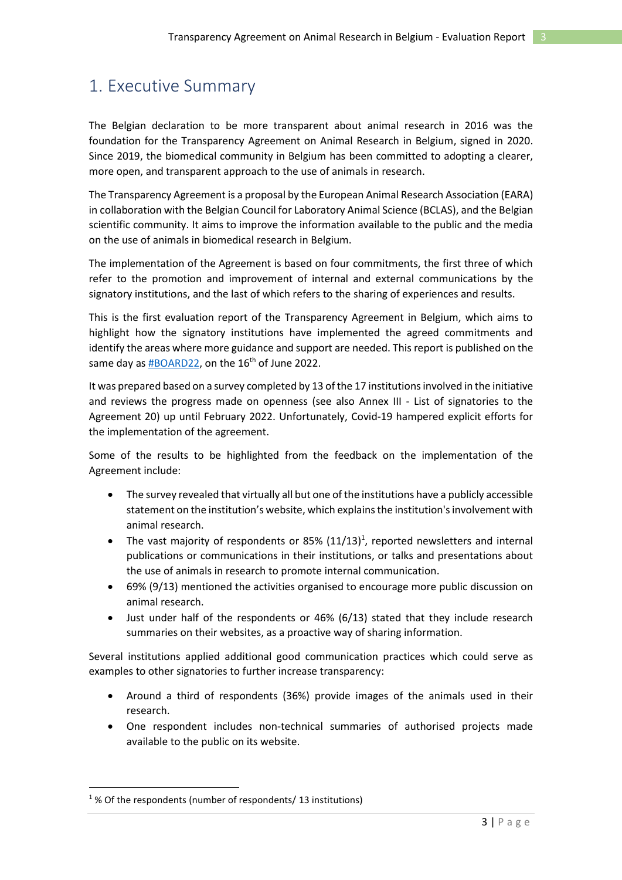# 1. Executive Summary

The Belgian declaration to be more transparent about animal research in 2016 was the foundation for the Transparency Agreement on Animal Research in Belgium, signed in 2020. Since 2019, the biomedical community in Belgium has been committed to adopting a clearer, more open, and transparent approach to the use of animals in research.

The Transparency Agreement is a proposal by the European Animal Research Association (EARA) in collaboration with the Belgian Council for Laboratory Animal Science (BCLAS), and the Belgian scientific community. It aims to improve the information available to the public and the media on the use of animals in biomedical research in Belgium.

The implementation of the Agreement is based on four commitments, the first three of which refer to the promotion and improvement of internal and external communications by the signatory institutions, and the last of which refers to the sharing of experiences and results.

This is the first evaluation report of the Transparency Agreement in Belgium, which aims to highlight how the signatory institutions have implemented the agreed commitments and identify the areas where more guidance and support are needed. This report is published on the same day as #BOARD22, on the 16th of June 2022.

It was prepared based on a survey completed by 13 of the 17 institutions involved in the initiative and reviews the progress made on openness (see also Annex III - List of signatories to the Agreement 20) up until February 2022. Unfortunately, Covid-19 hampered explicit efforts for the implementation of the agreement.

Some of the results to be highlighted from the feedback on the implementation of the Agreement include:

- The survey revealed that virtually all but one of the institutions have a publicly accessible statement on the institution's website, which explains the institution's involvement with animal research.
- The vast majority of respondents or 85% (11/13)[1], reported newsletters and internal publications or communications in their institutions, or talks and presentations about the use of animals in research to promote internal communication.
- 69% (9/13) mentioned the activities organised to encourage more public discussion on animal research.
- Just under half of the respondents or 46% (6/13) stated that they include research summaries on their websites, as a proactive way of sharing information.

Several institutions applied additional good communication practices which could serve as examples to other signatories to further increase transparency:

- Around a third of respondents (36%) provide images of the animals used in their research.
- One respondent includes non-technical summaries of authorised projects made available to the public on its website.

[1] % Of the respondents (number of respondents/ 13 institutions)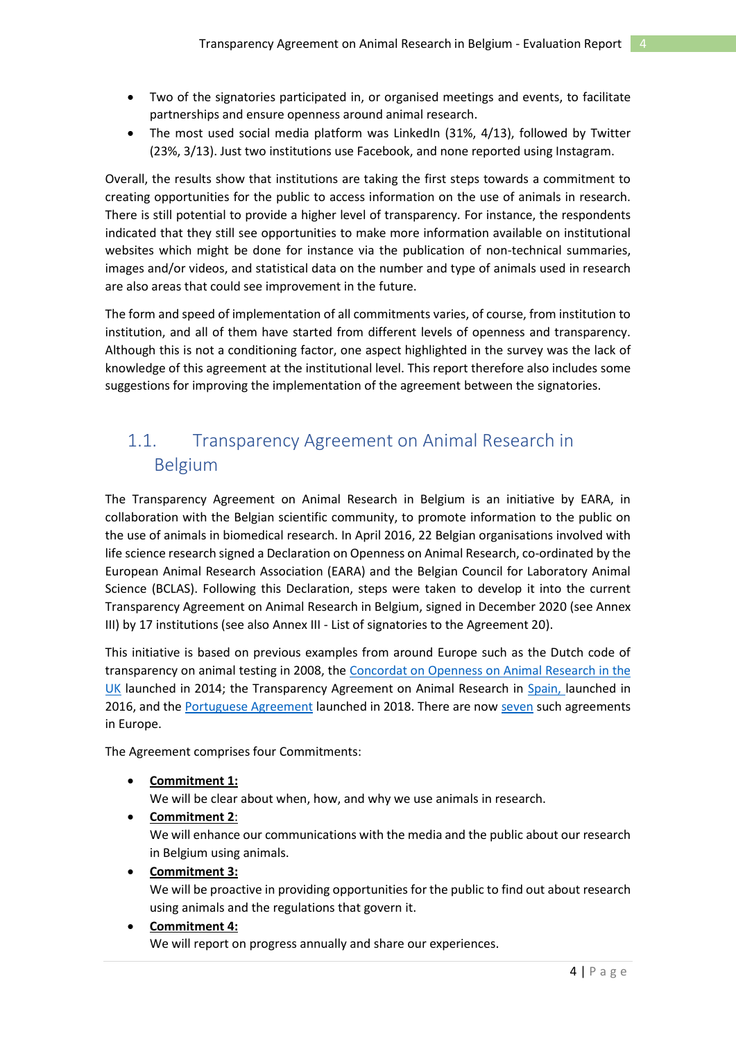- Two of the signatories participated in, or organised meetings and events, to facilitate partnerships and ensure openness around animal research.
- The most used social media platform was LinkedIn (31%, 4/13), followed by Twitter (23%, 3/13). Just two institutions use Facebook, and none reported using Instagram.

Overall, the results show that institutions are taking the first steps towards a commitment to creating opportunities for the public to access information on the use of animals in research. There is still potential to provide a higher level of transparency. For instance, the respondents indicated that they still see opportunities to make more information available on institutional websites which might be done for instance via the publication of non-technical summaries, images and/or videos, and statistical data on the number and type of animals used in research are also areas that could see improvement in the future.

The form and speed of implementation of all commitments varies, of course, from institution to institution, and all of them have started from different levels of openness and transparency. Although this is not a conditioning factor, one aspect highlighted in the survey was the lack of knowledge of this agreement at the institutional level. This report therefore also includes some suggestions for improving the implementation of the agreement between the signatories.

## 1.1. Transparency Agreement on Animal Research in Belgium

The Transparency Agreement on Animal Research in Belgium is an initiative by EARA, in collaboration with the Belgian scientific community, to promote information to the public on the use of animals in biomedical research. In April 2016, 22 Belgian organisations involved with life science research signed a Declaration on Openness on Animal Research, co-ordinated by the European Animal Research Association (EARA) and the Belgian Council for Laboratory Animal Science (BCLAS). Following this Declaration, steps were taken to develop it into the current Transparency Agreement on Animal Research in Belgium, signed in December 2020 (see Annex III) by 17 institutions (see also Annex III - List of signatories to the Agreement 20).

This initiative is based on previous examples from around Europe such as the Dutch code of transparency on animal testing in 2008, the Concordat on Openness on Animal Research in the UK launched in 2014; the Transparency Agreement on Animal Research in Spain, launched in 2016, and the Portuguese Agreement launched in 2018. There are now seven such agreements in Europe.

The Agreement comprises four Commitments:

- **Commitment 1:**
  We will be clear about when, how, and why we use animals in research.
- **Commitment 2:**
  We will enhance our communications with the media and the public about our research in Belgium using animals.
- **Commitment 3:**
  We will be proactive in providing opportunities for the public to find out about research using animals and the regulations that govern it.
- **Commitment 4:**
  We will report on progress annually and share our experiences.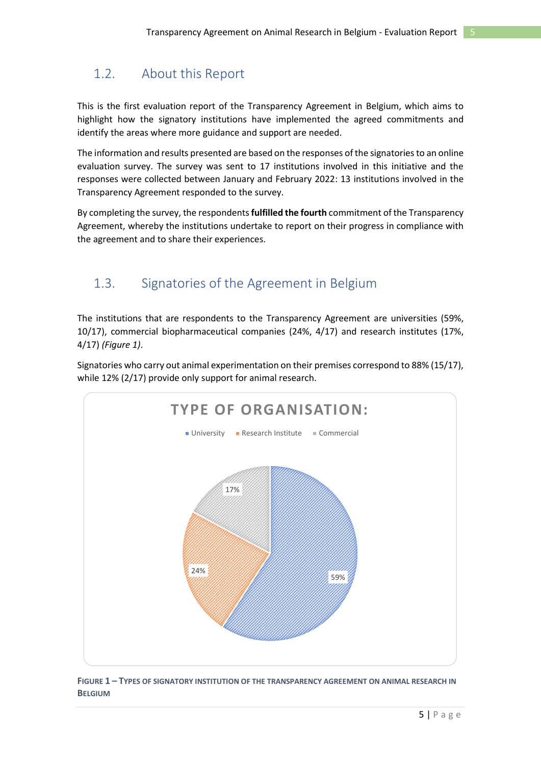## 1.2. About this Report

This is the first evaluation report of the Transparency Agreement in Belgium, which aims to highlight how the signatory institutions have implemented the agreed commitments and identify the areas where more guidance and support are needed.

The information and results presented are based on the responses of the signatories to an online evaluation survey. The survey was sent to 17 institutions involved in this initiative and the responses were collected between January and February 2022: 13 institutions involved in the Transparency Agreement responded to the survey.

By completing the survey, the respondents **fulfilled the fourth** commitment of the Transparency Agreement, whereby the institutions undertake to report on their progress in compliance with the agreement and to share their experiences.

## 1.3. Signatories of the Agreement in Belgium

The institutions that are respondents to the Transparency Agreement are universities (59%, 10/17), commercial biopharmaceutical companies (24%, 4/17) and research institutes (17%, 4/17) *(Figure 1)*.

Signatories who carry out animal experimentation on their premises correspond to 88% (15/17), while 12% (2/17) provide only support for animal research.

**TYPE OF ORGANISATION:**

University · Research Institute · Commercial

- 59%
- 24%
- 17%

**FIGURE 1 – TYPES OF SIGNATORY INSTITUTION OF THE TRANSPARENCY AGREEMENT ON ANIMAL RESEARCH IN BELGIUM**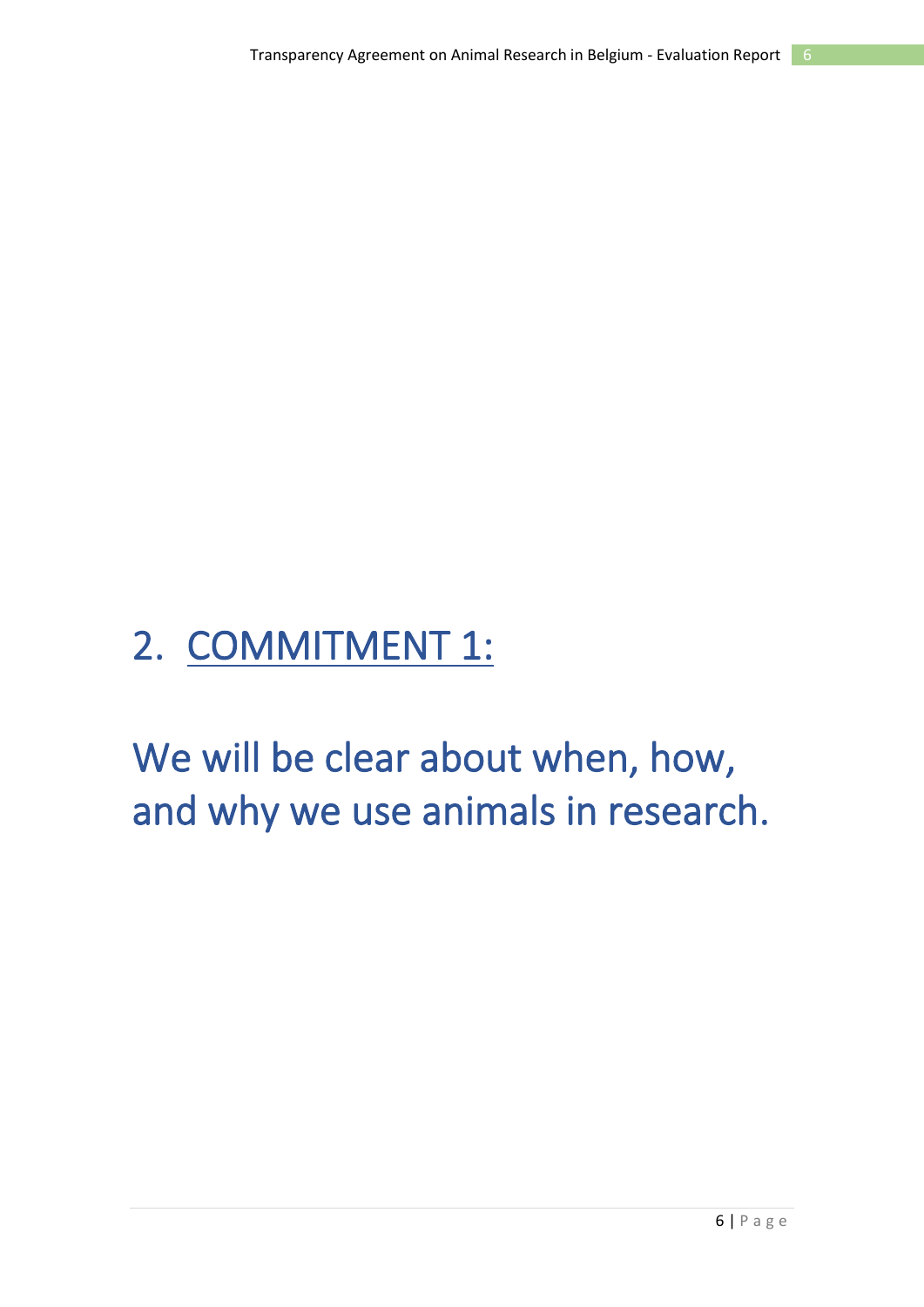# 2. COMMITMENT 1:

# We will be clear about when, how, and why we use animals in research.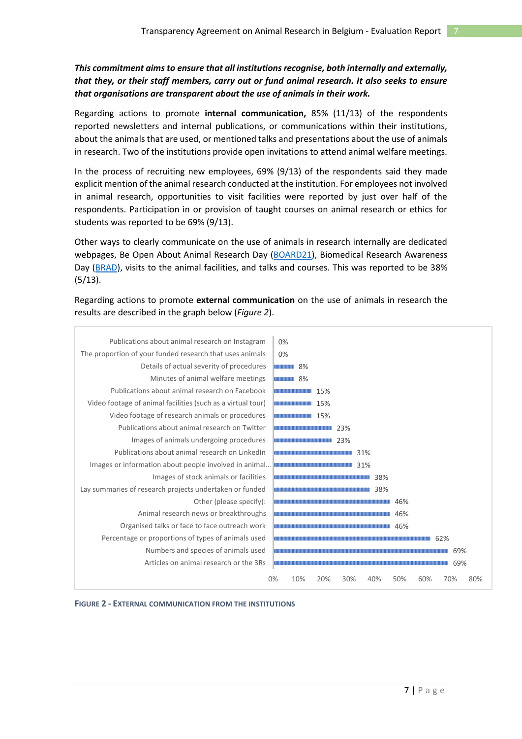***This commitment aims to ensure that all institutions recognise, both internally and externally, that they, or their staff members, carry out or fund animal research. It also seeks to ensure that organisations are transparent about the use of animals in their work.***

Regarding actions to promote **internal communication,** 85% (11/13) of the respondents reported newsletters and internal publications, or communications within their institutions, about the animals that are used, or mentioned talks and presentations about the use of animals in research. Two of the institutions provide open invitations to attend animal welfare meetings.

In the process of recruiting new employees, 69% (9/13) of the respondents said they made explicit mention of the animal research conducted at the institution. For employees not involved in animal research, opportunities to visit facilities were reported by just over half of the respondents. Participation in or provision of taught courses on animal research or ethics for students was reported to be 69% (9/13).

Other ways to clearly communicate on the use of animals in research internally are dedicated webpages, Be Open About Animal Research Day (BOARD21), Biomedical Research Awareness Day (BRAD), visits to the animal facilities, and talks and courses. This was reported to be 38% (5/13).

Regarding actions to promote **external communication** on the use of animals in research the results are described in the graph below (*Figure 2*).

| Item | Percentage |
|---|---|
| Publications about animal research on Instagram | 0% |
| The proportion of your funded research that uses animals | 0% |
| Details of actual severity of procedures | 8% |
| Minutes of animal welfare meetings | 8% |
| Publications about animal research on Facebook | 15% |
| Video footage of animal facilities (such as a virtual tour) | 15% |
| Video footage of research animals or procedures | 15% |
| Publications about animal research on Twitter | 23% |
| Images of animals undergoing procedures | 23% |
| Publications about animal research on LinkedIn | 31% |
| Images or information about people involved in animal... | 31% |
| Images of stock animals or facilities | 38% |
| Lay summaries of research projects undertaken or funded | 38% |
| Other (please specify): | 46% |
| Animal research news or breakthroughs | 46% |
| Organised talks or face to face outreach work | 46% |
| Percentage or proportions of types of animals used | 62% |
| Numbers and species of animals used | 69% |
| Articles on animal research or the 3Rs | 69% |

**FIGURE 2 - EXTERNAL COMMUNICATION FROM THE INSTITUTIONS**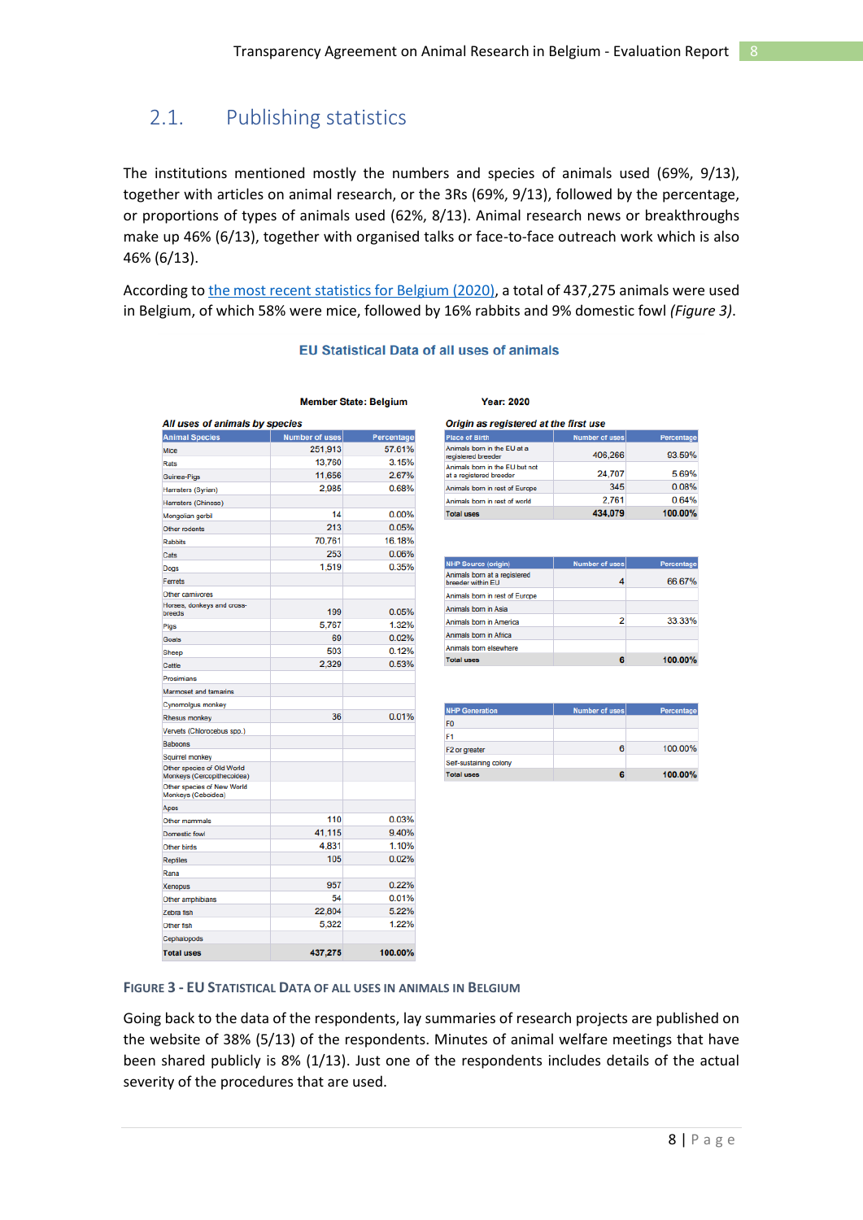## 2.1. Publishing statistics

The institutions mentioned mostly the numbers and species of animals used (69%, 9/13), together with articles on animal research, or the 3Rs (69%, 9/13), followed by the percentage, or proportions of types of animals used (62%, 8/13). Animal research news or breakthroughs make up 46% (6/13), together with organised talks or face-to-face outreach work which is also 46% (6/13).

According to [the most recent statistics for Belgium (2020)](), a total of 437,275 animals were used in Belgium, of which 58% were mice, followed by 16% rabbits and 9% domestic fowl *(Figure 3)*.

**EU Statistical Data of all uses of animals**

**Member State: Belgium** **Year: 2020**

*All uses of animals by species*

| Animal Species | Number of uses | Percentage |
|---|---|---|
| Mice | 251,913 | 57.61% |
| Rats | 13,780 | 3.15% |
| Guinea-Pigs | 11,656 | 2.67% |
| Hamsters (Syrian) | 2,985 | 0.68% |
| Hamsters (Chinese) | | |
| Mongolian gerbil | 14 | 0.00% |
| Other rodents | 213 | 0.05% |
| Rabbits | 70,761 | 16.18% |
| Cats | 253 | 0.06% |
| Dogs | 1,519 | 0.35% |
| Ferrets | | |
| Other carnivores | | |
| Horses, donkeys and cross-breeds | 199 | 0.05% |
| Pigs | 5,767 | 1.32% |
| Goats | 69 | 0.02% |
| Sheep | 503 | 0.12% |
| Cattle | 2,329 | 0.53% |
| Prosimians | | |
| Marmoset and tamarins | | |
| Cynomolgus monkey | | |
| Rhesus monkey | 36 | 0.01% |
| Vervets (Chlorocebus spp.) | | |
| Baboons | | |
| Squirrel monkey | | |
| Other species of Old World Monkeys (Cercopithecoidea) | | |
| Other species of New World Monkeys (Ceboidea) | | |
| Apes | | |
| Other mammals | 110 | 0.03% |
| Domestic fowl | 41,115 | 9.40% |
| Other birds | 4,831 | 1.10% |
| Reptiles | 105 | 0.02% |
| Rana | | |
| Xenopus | 957 | 0.22% |
| Other amphibians | 54 | 0.01% |
| Zebra fish | 22,804 | 5.22% |
| Other fish | 5,322 | 1.22% |
| Cephalopods | | |
| **Total uses** | **437,275** | **100.00%** |

*Origin as registered at the first use*

| Place of Birth | Number of uses | Percentage |
|---|---|---|
| Animals born in the EU at a registered breeder | 406,266 | 93.59% |
| Animals born in the EU but not at a registered breeder | 24,707 | 5.69% |
| Animals born in rest of Europe | 345 | 0.08% |
| Animals born in rest of world | 2,761 | 0.64% |
| **Total uses** | **434,079** | **100.00%** |

| NHP Source (origin) | Number of uses | Percentage |
|---|---|---|
| Animals born at a registered breeder within EU | 4 | 66.67% |
| Animals born in rest of Europe | | |
| Animals born in Asia | | |
| Animals born in America | 2 | 33.33% |
| Animals born in Africa | | |
| Animals born elsewhere | | |
| **Total uses** | **6** | **100.00%** |

| NHP Generation | Number of uses | Percentage |
|---|---|---|
| F0 | | |
| F1 | | |
| F2 or greater | 6 | 100.00% |
| Self-sustaining colony | | |
| **Total uses** | **6** | **100.00%** |

**Figure 3 - EU Statistical Data of all uses in animals in Belgium**

Going back to the data of the respondents, lay summaries of research projects are published on the website of 38% (5/13) of the respondents. Minutes of animal welfare meetings that have been shared publicly is 8% (1/13). Just one of the respondents includes details of the actual severity of the procedures that are used.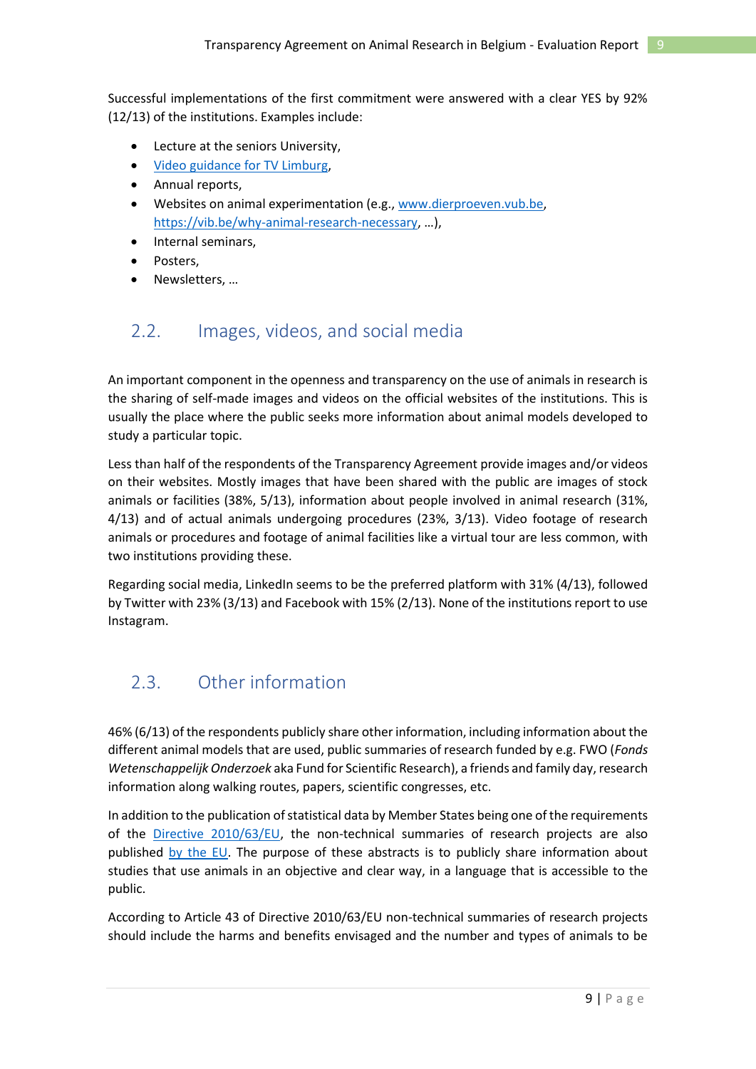Successful implementations of the first commitment were answered with a clear YES by 92% (12/13) of the institutions. Examples include:

- Lecture at the seniors University,
- [Video guidance for TV Limburg](),
- Annual reports,
- Websites on animal experimentation (e.g., www.dierproeven.vub.be, https://vib.be/why-animal-research-necessary, …),
- Internal seminars,
- Posters,
- Newsletters, …

## 2.2. Images, videos, and social media

An important component in the openness and transparency on the use of animals in research is the sharing of self-made images and videos on the official websites of the institutions. This is usually the place where the public seeks more information about animal models developed to study a particular topic.

Less than half of the respondents of the Transparency Agreement provide images and/or videos on their websites. Mostly images that have been shared with the public are images of stock animals or facilities (38%, 5/13), information about people involved in animal research (31%, 4/13) and of actual animals undergoing procedures (23%, 3/13). Video footage of research animals or procedures and footage of animal facilities like a virtual tour are less common, with two institutions providing these.

Regarding social media, LinkedIn seems to be the preferred platform with 31% (4/13), followed by Twitter with 23% (3/13) and Facebook with 15% (2/13). None of the institutions report to use Instagram.

## 2.3. Other information

46% (6/13) of the respondents publicly share other information, including information about the different animal models that are used, public summaries of research funded by e.g. FWO (*Fonds Wetenschappelijk Onderzoek* aka Fund for Scientific Research), a friends and family day, research information along walking routes, papers, scientific congresses, etc.

In addition to the publication of statistical data by Member States being one of the requirements of the Directive 2010/63/EU, the non-technical summaries of research projects are also published by the EU. The purpose of these abstracts is to publicly share information about studies that use animals in an objective and clear way, in a language that is accessible to the public.

According to Article 43 of Directive 2010/63/EU non-technical summaries of research projects should include the harms and benefits envisaged and the number and types of animals to be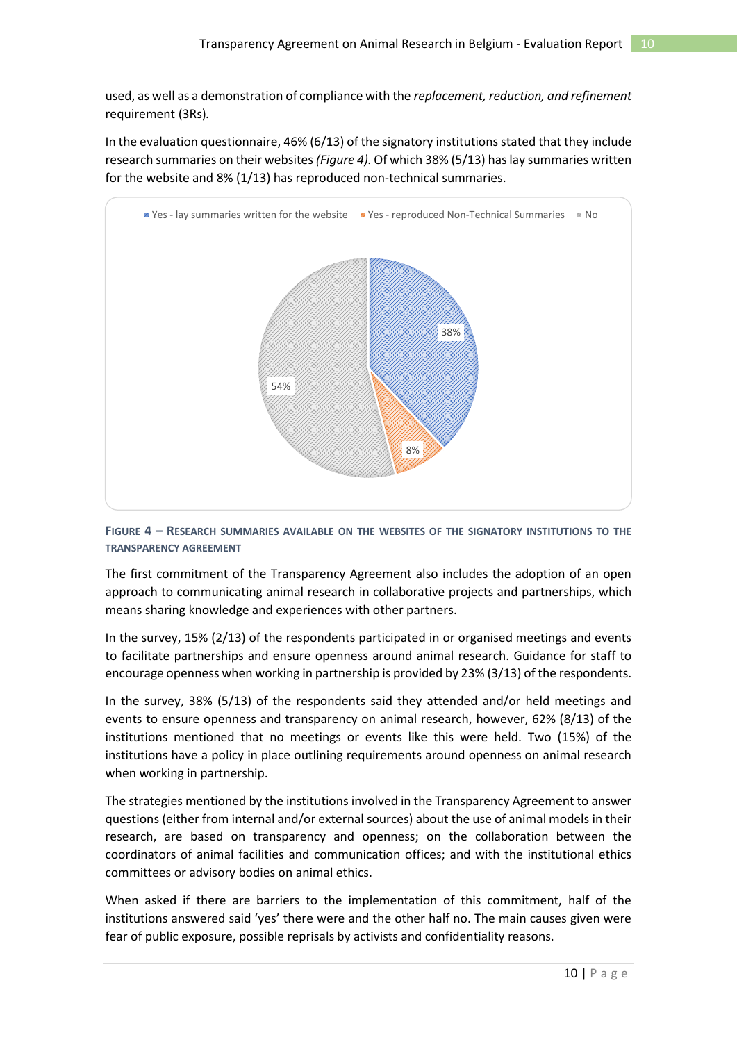used, as well as a demonstration of compliance with the *replacement, reduction, and refinement* requirement (3Rs).

In the evaluation questionnaire, 46% (6/13) of the signatory institutions stated that they include research summaries on their websites *(Figure 4)*. Of which 38% (5/13) has lay summaries written for the website and 8% (1/13) has reproduced non-technical summaries.

Yes - lay summaries written for the website | Yes - reproduced Non-Technical Summaries | No

38% | 8% | 54%

**FIGURE 4 – RESEARCH SUMMARIES AVAILABLE ON THE WEBSITES OF THE SIGNATORY INSTITUTIONS TO THE TRANSPARENCY AGREEMENT**

The first commitment of the Transparency Agreement also includes the adoption of an open approach to communicating animal research in collaborative projects and partnerships, which means sharing knowledge and experiences with other partners.

In the survey, 15% (2/13) of the respondents participated in or organised meetings and events to facilitate partnerships and ensure openness around animal research. Guidance for staff to encourage openness when working in partnership is provided by 23% (3/13) of the respondents.

In the survey, 38% (5/13) of the respondents said they attended and/or held meetings and events to ensure openness and transparency on animal research, however, 62% (8/13) of the institutions mentioned that no meetings or events like this were held. Two (15%) of the institutions have a policy in place outlining requirements around openness on animal research when working in partnership.

The strategies mentioned by the institutions involved in the Transparency Agreement to answer questions (either from internal and/or external sources) about the use of animal models in their research, are based on transparency and openness; on the collaboration between the coordinators of animal facilities and communication offices; and with the institutional ethics committees or advisory bodies on animal ethics.

When asked if there are barriers to the implementation of this commitment, half of the institutions answered said 'yes' there were and the other half no. The main causes given were fear of public exposure, possible reprisals by activists and confidentiality reasons.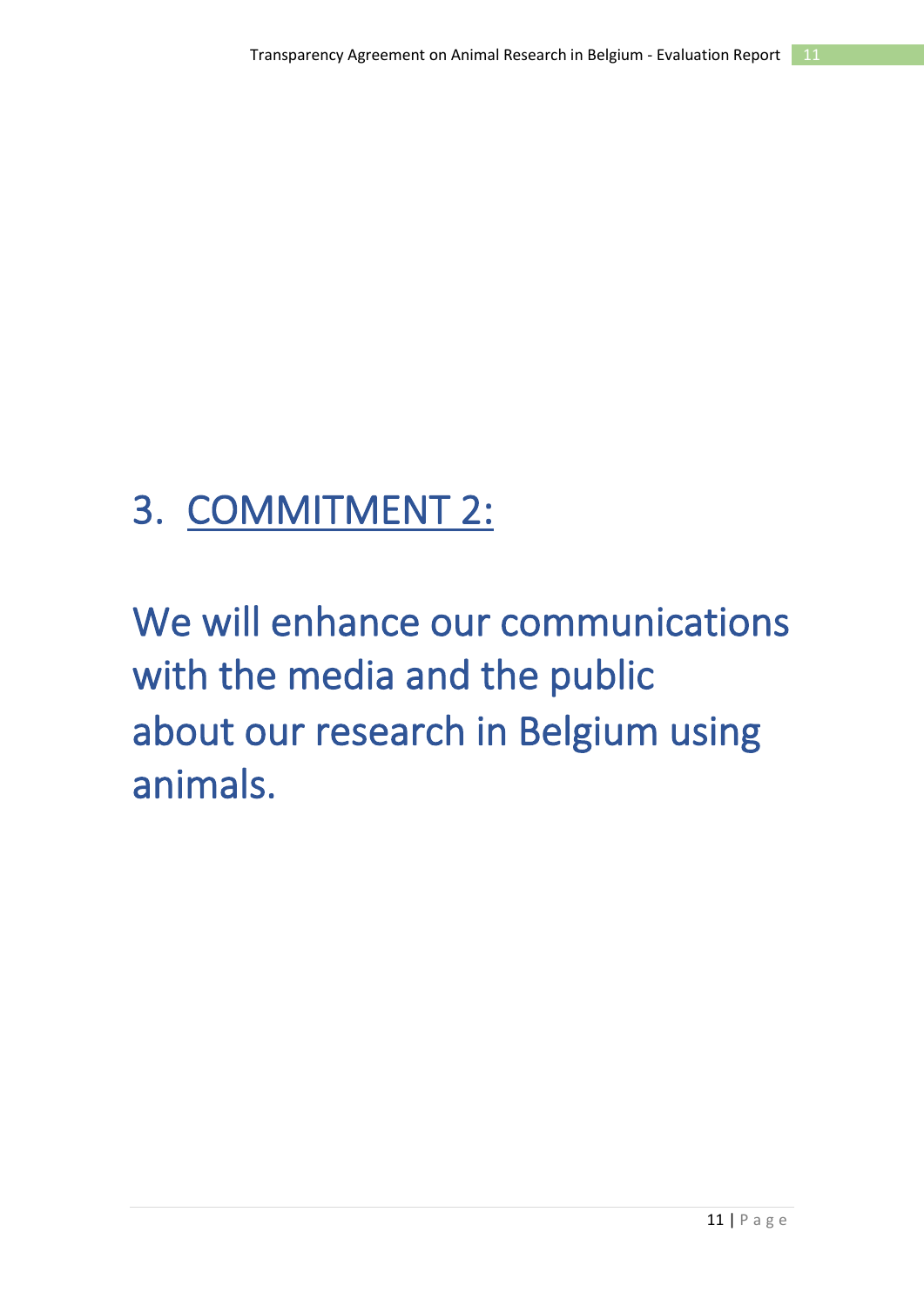# 3. COMMITMENT 2:

We will enhance our communications with the media and the public about our research in Belgium using animals.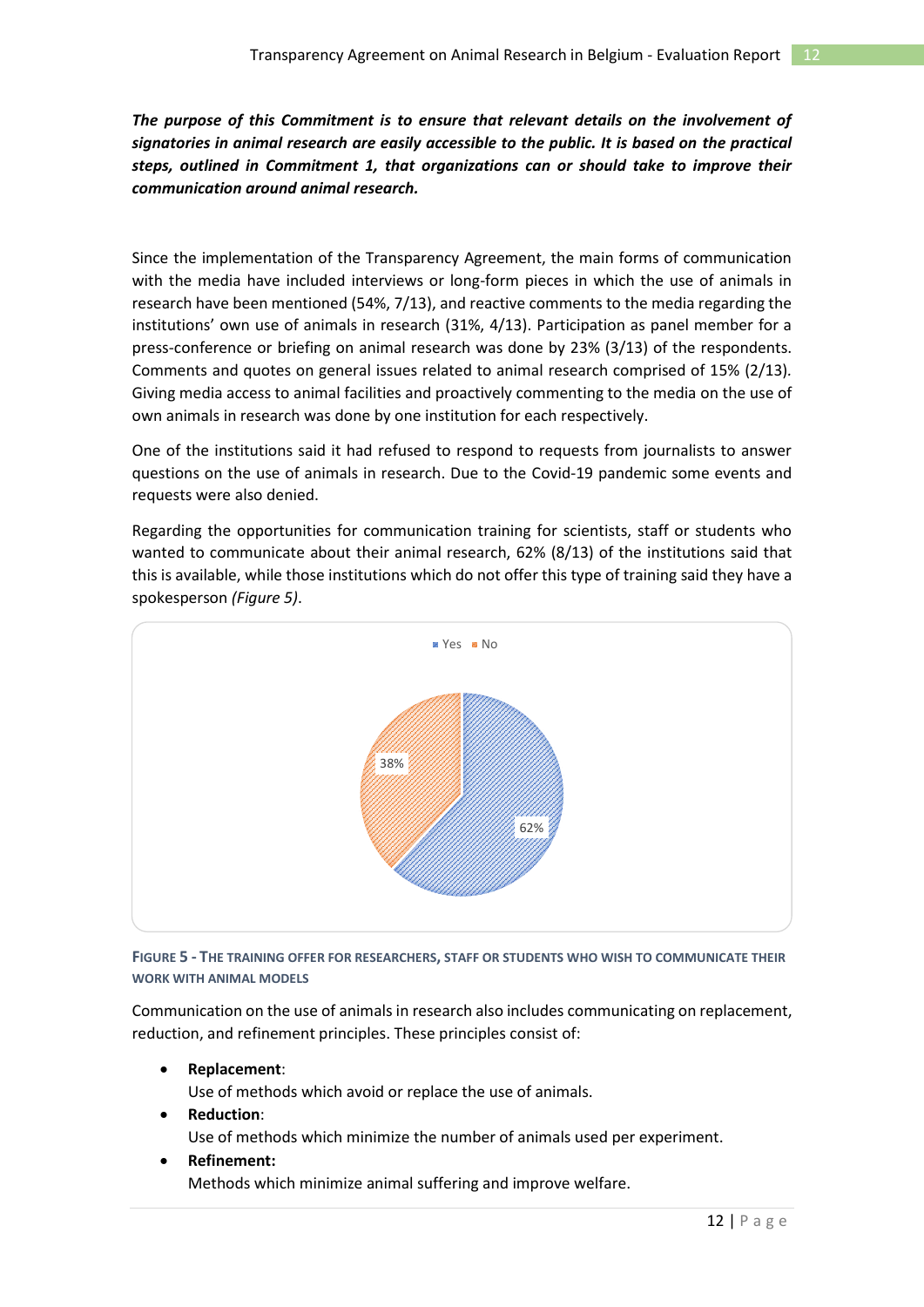***The purpose of this Commitment is to ensure that relevant details on the involvement of signatories in animal research are easily accessible to the public. It is based on the practical steps, outlined in Commitment 1, that organizations can or should take to improve their communication around animal research.***

Since the implementation of the Transparency Agreement, the main forms of communication with the media have included interviews or long-form pieces in which the use of animals in research have been mentioned (54%, 7/13), and reactive comments to the media regarding the institutions' own use of animals in research (31%, 4/13). Participation as panel member for a press-conference or briefing on animal research was done by 23% (3/13) of the respondents. Comments and quotes on general issues related to animal research comprised of 15% (2/13). Giving media access to animal facilities and proactively commenting to the media on the use of own animals in research was done by one institution for each respectively.

One of the institutions said it had refused to respond to requests from journalists to answer questions on the use of animals in research. Due to the Covid-19 pandemic some events and requests were also denied.

Regarding the opportunities for communication training for scientists, staff or students who wanted to communicate about their animal research, 62% (8/13) of the institutions said that this is available, while those institutions which do not offer this type of training said they have a spokesperson *(Figure 5)*.

Yes No

38%

62%

FIGURE 5 - THE TRAINING OFFER FOR RESEARCHERS, STAFF OR STUDENTS WHO WISH TO COMMUNICATE THEIR WORK WITH ANIMAL MODELS

Communication on the use of animals in research also includes communicating on replacement, reduction, and refinement principles. These principles consist of:

- **Replacement**:
  Use of methods which avoid or replace the use of animals.
- **Reduction**:
  Use of methods which minimize the number of animals used per experiment.
- **Refinement:**
  Methods which minimize animal suffering and improve welfare.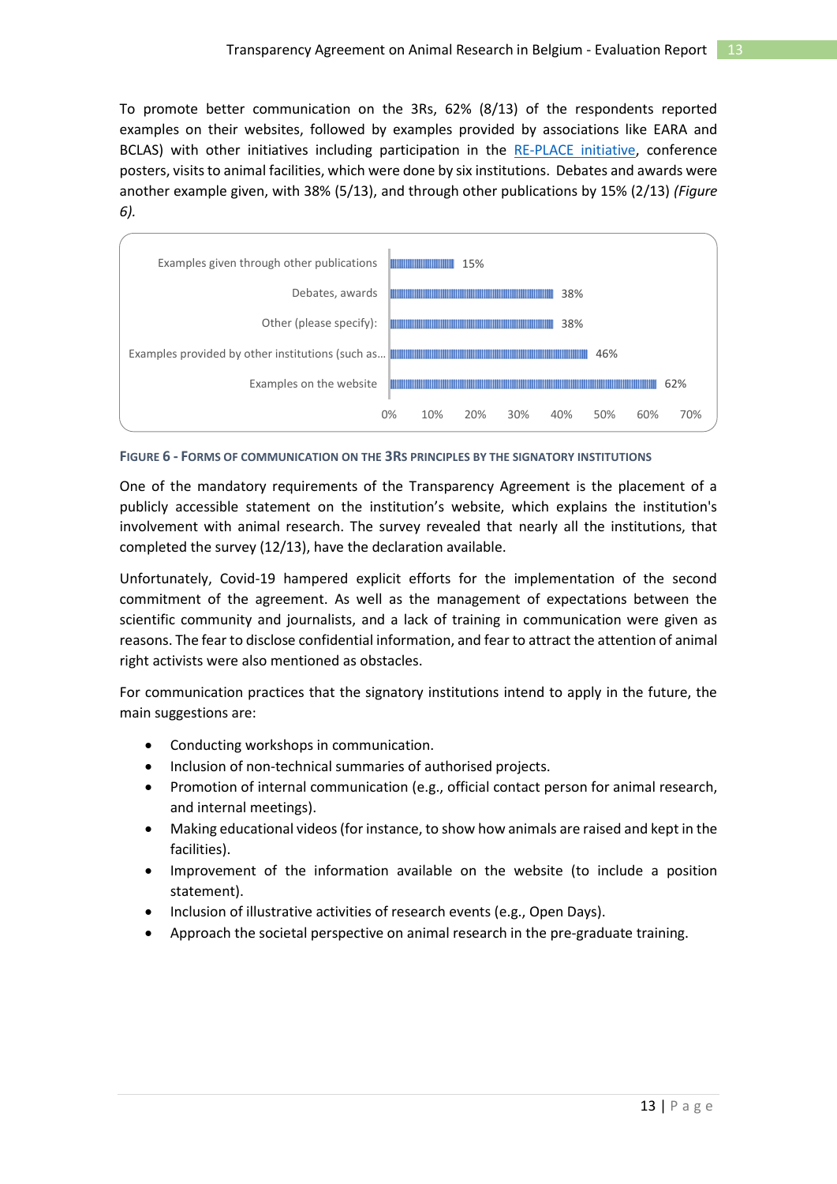To promote better communication on the 3Rs, 62% (8/13) of the respondents reported examples on their websites, followed by examples provided by associations like EARA and BCLAS) with other initiatives including participation in the RE-PLACE initiative, conference posters, visits to animal facilities, which were done by six institutions. Debates and awards were another example given, with 38% (5/13), and through other publications by 15% (2/13) *(Figure 6).*

| Form of communication | Percentage |
| --- | --- |
| Examples given through other publications | 15% |
| Debates, awards | 38% |
| Other (please specify): | 38% |
| Examples provided by other institutions (such as… | 46% |
| Examples on the website | 62% |

**Figure 6 - Forms of communication on the 3Rs principles by the signatory institutions**

One of the mandatory requirements of the Transparency Agreement is the placement of a publicly accessible statement on the institution's website, which explains the institution's involvement with animal research. The survey revealed that nearly all the institutions, that completed the survey (12/13), have the declaration available.

Unfortunately, Covid-19 hampered explicit efforts for the implementation of the second commitment of the agreement. As well as the management of expectations between the scientific community and journalists, and a lack of training in communication were given as reasons. The fear to disclose confidential information, and fear to attract the attention of animal right activists were also mentioned as obstacles.

For communication practices that the signatory institutions intend to apply in the future, the main suggestions are:

- Conducting workshops in communication.
- Inclusion of non-technical summaries of authorised projects.
- Promotion of internal communication (e.g., official contact person for animal research, and internal meetings).
- Making educational videos (for instance, to show how animals are raised and kept in the facilities).
- Improvement of the information available on the website (to include a position statement).
- Inclusion of illustrative activities of research events (e.g., Open Days).
- Approach the societal perspective on animal research in the pre-graduate training.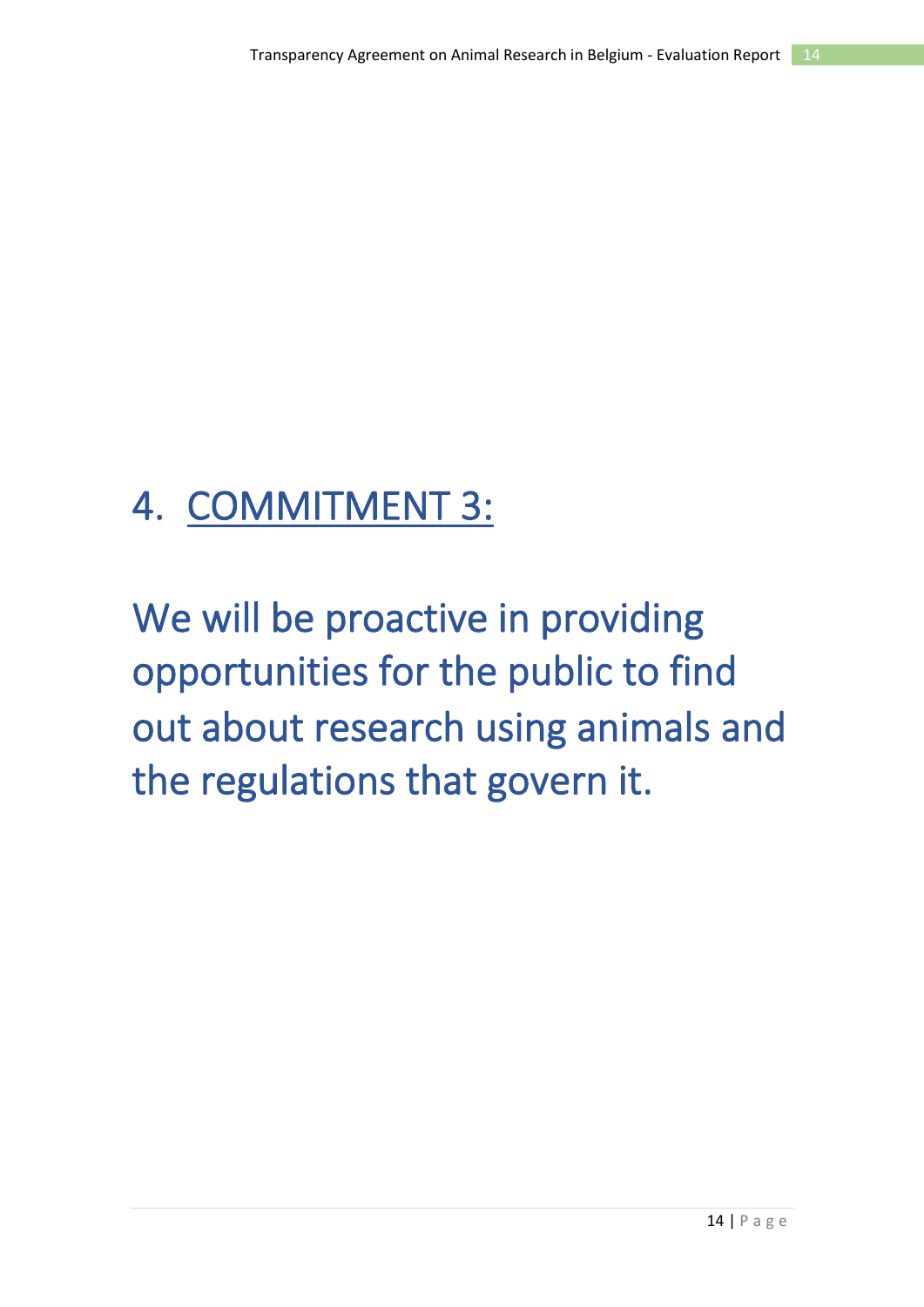# 4. COMMITMENT 3:

# We will be proactive in providing opportunities for the public to find out about research using animals and the regulations that govern it.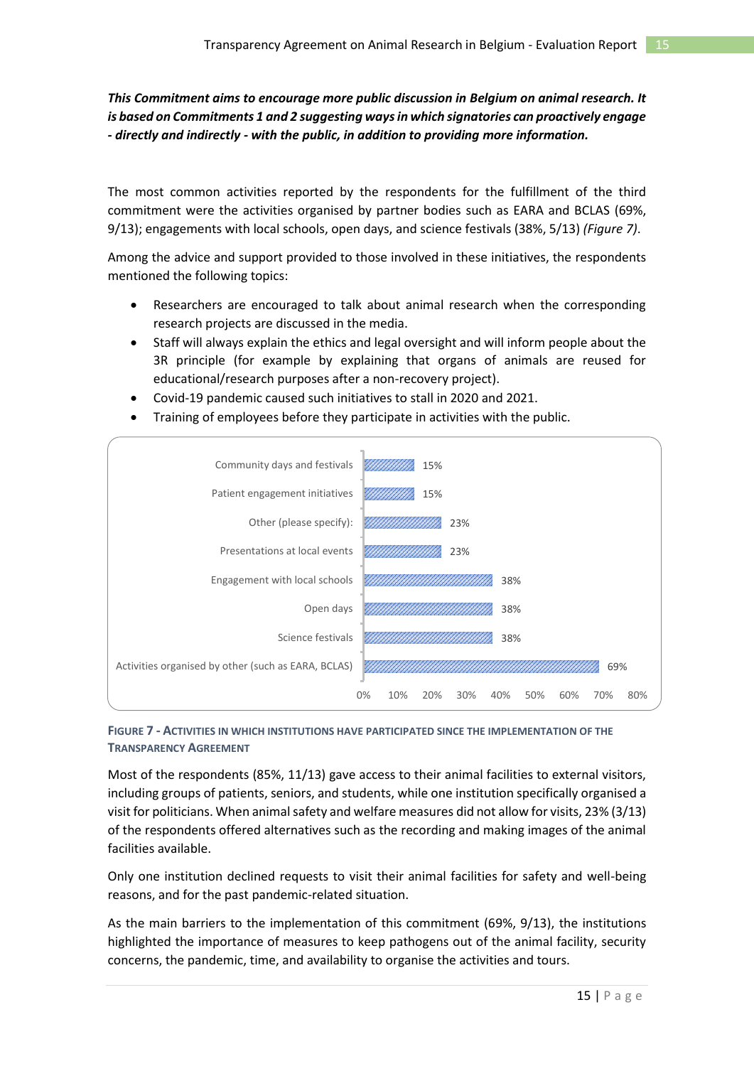***This Commitment aims to encourage more public discussion in Belgium on animal research. It is based on Commitments 1 and 2 suggesting ways in which signatories can proactively engage - directly and indirectly - with the public, in addition to providing more information.***

The most common activities reported by the respondents for the fulfillment of the third commitment were the activities organised by partner bodies such as EARA and BCLAS (69%, 9/13); engagements with local schools, open days, and science festivals (38%, 5/13) *(Figure 7)*.

Among the advice and support provided to those involved in these initiatives, the respondents mentioned the following topics:

- Researchers are encouraged to talk about animal research when the corresponding research projects are discussed in the media.
- Staff will always explain the ethics and legal oversight and will inform people about the 3R principle (for example by explaining that organs of animals are reused for educational/research purposes after a non-recovery project).
- Covid-19 pandemic caused such initiatives to stall in 2020 and 2021.
- Training of employees before they participate in activities with the public.

| Activity | Percentage |
|---|---|
| Community days and festivals | 15% |
| Patient engagement initiatives | 15% |
| Other (please specify): | 23% |
| Presentations at local events | 23% |
| Engagement with local schools | 38% |
| Open days | 38% |
| Science festivals | 38% |
| Activities organised by other (such as EARA, BCLAS) | 69% |

**FIGURE 7 - ACTIVITIES IN WHICH INSTITUTIONS HAVE PARTICIPATED SINCE THE IMPLEMENTATION OF THE TRANSPARENCY AGREEMENT**

Most of the respondents (85%, 11/13) gave access to their animal facilities to external visitors, including groups of patients, seniors, and students, while one institution specifically organised a visit for politicians. When animal safety and welfare measures did not allow for visits, 23% (3/13) of the respondents offered alternatives such as the recording and making images of the animal facilities available.

Only one institution declined requests to visit their animal facilities for safety and well-being reasons, and for the past pandemic-related situation.

As the main barriers to the implementation of this commitment (69%, 9/13), the institutions highlighted the importance of measures to keep pathogens out of the animal facility, security concerns, the pandemic, time, and availability to organise the activities and tours.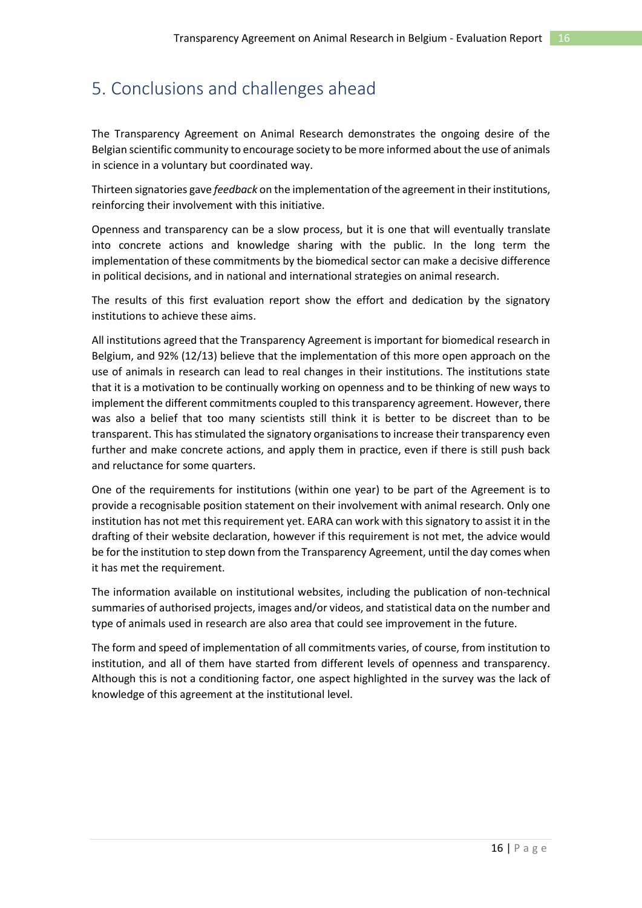# 5. Conclusions and challenges ahead

The Transparency Agreement on Animal Research demonstrates the ongoing desire of the Belgian scientific community to encourage society to be more informed about the use of animals in science in a voluntary but coordinated way.

Thirteen signatories gave *feedback* on the implementation of the agreement in their institutions, reinforcing their involvement with this initiative.

Openness and transparency can be a slow process, but it is one that will eventually translate into concrete actions and knowledge sharing with the public. In the long term the implementation of these commitments by the biomedical sector can make a decisive difference in political decisions, and in national and international strategies on animal research.

The results of this first evaluation report show the effort and dedication by the signatory institutions to achieve these aims.

All institutions agreed that the Transparency Agreement is important for biomedical research in Belgium, and 92% (12/13) believe that the implementation of this more open approach on the use of animals in research can lead to real changes in their institutions. The institutions state that it is a motivation to be continually working on openness and to be thinking of new ways to implement the different commitments coupled to this transparency agreement. However, there was also a belief that too many scientists still think it is better to be discreet than to be transparent. This has stimulated the signatory organisations to increase their transparency even further and make concrete actions, and apply them in practice, even if there is still push back and reluctance for some quarters.

One of the requirements for institutions (within one year) to be part of the Agreement is to provide a recognisable position statement on their involvement with animal research. Only one institution has not met this requirement yet. EARA can work with this signatory to assist it in the drafting of their website declaration, however if this requirement is not met, the advice would be for the institution to step down from the Transparency Agreement, until the day comes when it has met the requirement.

The information available on institutional websites, including the publication of non-technical summaries of authorised projects, images and/or videos, and statistical data on the number and type of animals used in research are also area that could see improvement in the future.

The form and speed of implementation of all commitments varies, of course, from institution to institution, and all of them have started from different levels of openness and transparency. Although this is not a conditioning factor, one aspect highlighted in the survey was the lack of knowledge of this agreement at the institutional level.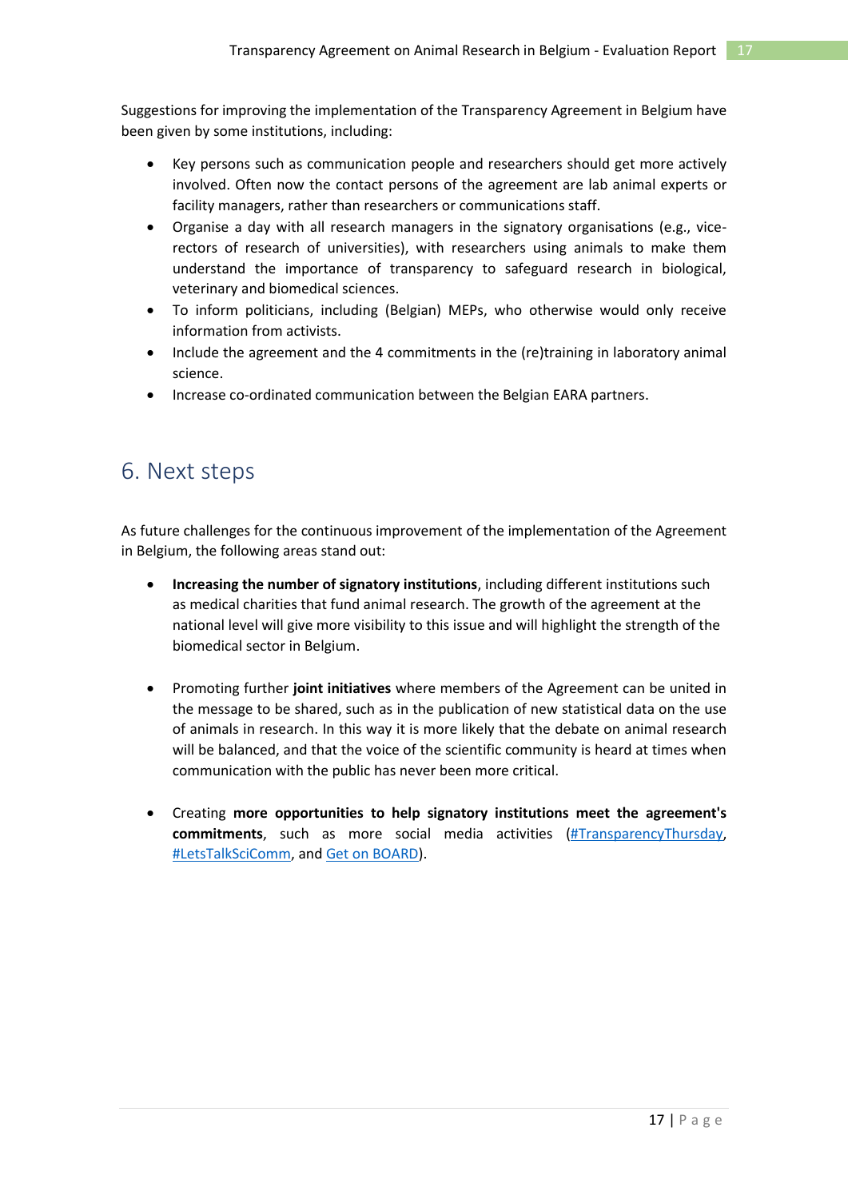Suggestions for improving the implementation of the Transparency Agreement in Belgium have been given by some institutions, including:

- Key persons such as communication people and researchers should get more actively involved. Often now the contact persons of the agreement are lab animal experts or facility managers, rather than researchers or communications staff.
- Organise a day with all research managers in the signatory organisations (e.g., vice-rectors of research of universities), with researchers using animals to make them understand the importance of transparency to safeguard research in biological, veterinary and biomedical sciences.
- To inform politicians, including (Belgian) MEPs, who otherwise would only receive information from activists.
- Include the agreement and the 4 commitments in the (re)training in laboratory animal science.
- Increase co-ordinated communication between the Belgian EARA partners.

# 6. Next steps

As future challenges for the continuous improvement of the implementation of the Agreement in Belgium, the following areas stand out:

- **Increasing the number of signatory institutions**, including different institutions such as medical charities that fund animal research. The growth of the agreement at the national level will give more visibility to this issue and will highlight the strength of the biomedical sector in Belgium.

- Promoting further **joint initiatives** where members of the Agreement can be united in the message to be shared, such as in the publication of new statistical data on the use of animals in research. In this way it is more likely that the debate on animal research will be balanced, and that the voice of the scientific community is heard at times when communication with the public has never been more critical.

- Creating **more opportunities to help signatory institutions meet the agreement's commitments**, such as more social media activities (#TransparencyThursday, #LetsTalkSciComm, and Get on BOARD).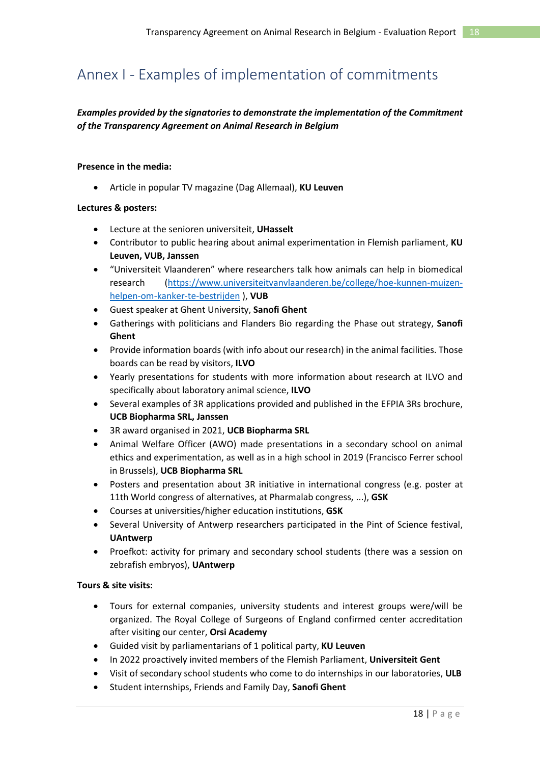# Annex I - Examples of implementation of commitments

***Examples provided by the signatories to demonstrate the implementation of the Commitment of the Transparency Agreement on Animal Research in Belgium***

**Presence in the media:**

- Article in popular TV magazine (Dag Allemaal), **KU Leuven**

**Lectures & posters:**

- Lecture at the senioren universiteit, **UHasselt**
- Contributor to public hearing about animal experimentation in Flemish parliament, **KU Leuven, VUB, Janssen**
- "Universiteit Vlaanderen" where researchers talk how animals can help in biomedical research ([https://www.universiteitvanvlaanderen.be/college/hoe-kunnen-muizen-helpen-om-kanker-te-bestrijden](https://www.universiteitvanvlaanderen.be/college/hoe-kunnen-muizen-helpen-om-kanker-te-bestrijden) ), **VUB**
- Guest speaker at Ghent University, **Sanofi Ghent**
- Gatherings with politicians and Flanders Bio regarding the Phase out strategy, **Sanofi Ghent**
- Provide information boards (with info about our research) in the animal facilities. Those boards can be read by visitors, **ILVO**
- Yearly presentations for students with more information about research at ILVO and specifically about laboratory animal science, **ILVO**
- Several examples of 3R applications provided and published in the EFPIA 3Rs brochure, **UCB Biopharma SRL, Janssen**
- 3R award organised in 2021, **UCB Biopharma SRL**
- Animal Welfare Officer (AWO) made presentations in a secondary school on animal ethics and experimentation, as well as in a high school in 2019 (Francisco Ferrer school in Brussels), **UCB Biopharma SRL**
- Posters and presentation about 3R initiative in international congress (e.g. poster at 11th World congress of alternatives, at Pharmalab congress, ...), **GSK**
- Courses at universities/higher education institutions, **GSK**
- Several University of Antwerp researchers participated in the Pint of Science festival, **UAntwerp**
- Proefkot: activity for primary and secondary school students (there was a session on zebrafish embryos), **UAntwerp**

**Tours & site visits:**

- Tours for external companies, university students and interest groups were/will be organized. The Royal College of Surgeons of England confirmed center accreditation after visiting our center, **Orsi Academy**
- Guided visit by parliamentarians of 1 political party, **KU Leuven**
- In 2022 proactively invited members of the Flemish Parliament, **Universiteit Gent**
- Visit of secondary school students who come to do internships in our laboratories, **ULB**
- Student internships, Friends and Family Day, **Sanofi Ghent**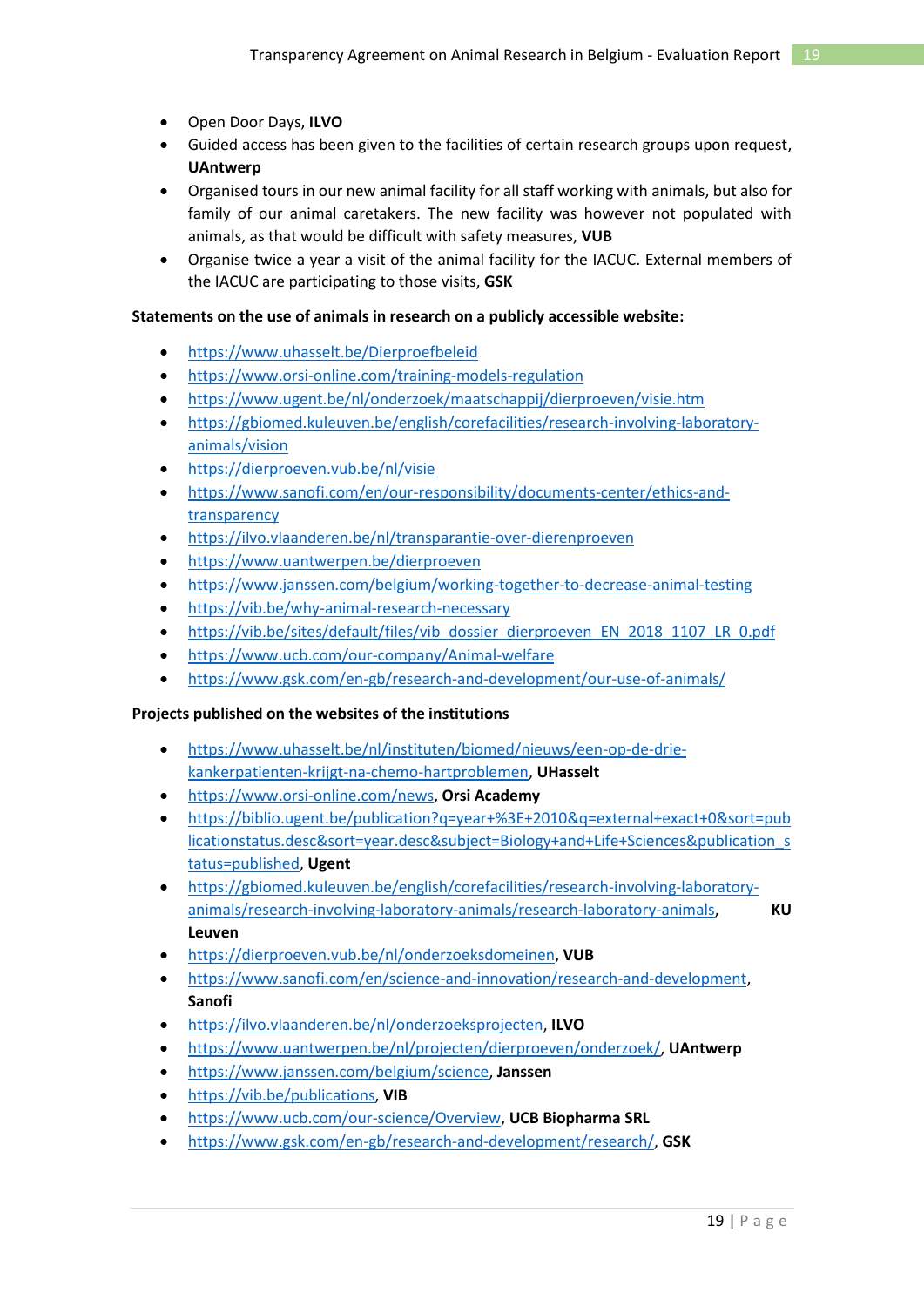- Open Door Days, **ILVO**
- Guided access has been given to the facilities of certain research groups upon request, **UAntwerp**
- Organised tours in our new animal facility for all staff working with animals, but also for family of our animal caretakers. The new facility was however not populated with animals, as that would be difficult with safety measures, **VUB**
- Organise twice a year a visit of the animal facility for the IACUC. External members of the IACUC are participating to those visits, **GSK**

**Statements on the use of animals in research on a publicly accessible website:**

- https://www.uhasselt.be/Dierproefbeleid
- https://www.orsi-online.com/training-models-regulation
- https://www.ugent.be/nl/onderzoek/maatschappij/dierproeven/visie.htm
- https://gbiomed.kuleuven.be/english/corefacilities/research-involving-laboratory-animals/vision
- https://dierproeven.vub.be/nl/visie
- https://www.sanofi.com/en/our-responsibility/documents-center/ethics-and-transparency
- https://ilvo.vlaanderen.be/nl/transparantie-over-dierenproeven
- https://www.uantwerpen.be/dierproeven
- https://www.janssen.com/belgium/working-together-to-decrease-animal-testing
- https://vib.be/why-animal-research-necessary
- https://vib.be/sites/default/files/vib_dossier_dierproeven_EN_2018_1107_LR_0.pdf
- https://www.ucb.com/our-company/Animal-welfare
- https://www.gsk.com/en-gb/research-and-development/our-use-of-animals/

**Projects published on the websites of the institutions**

- https://www.uhasselt.be/nl/instituten/biomed/nieuws/een-op-de-drie-kankerpatienten-krijgt-na-chemo-hartproblemen, **UHasselt**
- https://www.orsi-online.com/news, **Orsi Academy**
- https://biblio.ugent.be/publication?q=year+%3E+2010&q=external+exact+0&sort=publicationstatus.desc&sort=year.desc&subject=Biology+and+Life+Sciences&publication_status=published, **Ugent**
- https://gbiomed.kuleuven.be/english/corefacilities/research-involving-laboratory-animals/research-involving-laboratory-animals/research-laboratory-animals, **KU Leuven**
- https://dierproeven.vub.be/nl/onderzoeksdomeinen, **VUB**
- https://www.sanofi.com/en/science-and-innovation/research-and-development, **Sanofi**
- https://ilvo.vlaanderen.be/nl/onderzoeksprojecten, **ILVO**
- https://www.uantwerpen.be/nl/projecten/dierproeven/onderzoek/, **UAntwerp**
- https://www.janssen.com/belgium/science, **Janssen**
- https://vib.be/publications, **VIB**
- https://www.ucb.com/our-science/Overview, **UCB Biopharma SRL**
- https://www.gsk.com/en-gb/research-and-development/research/, **GSK**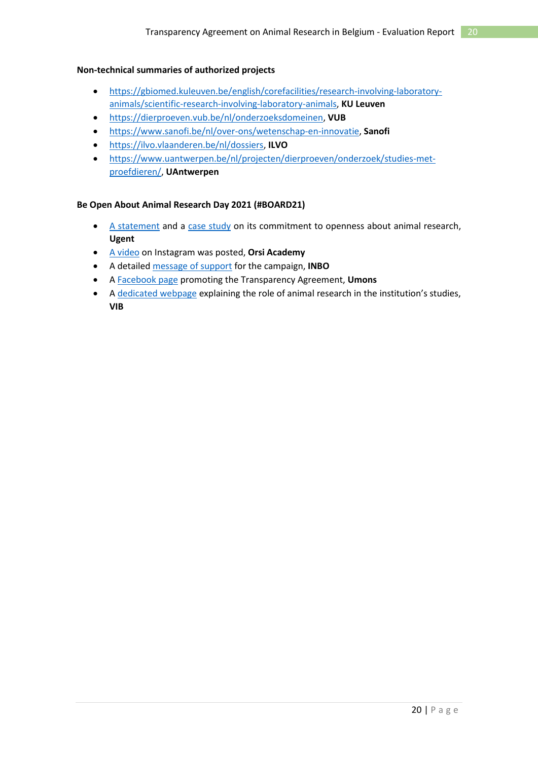**Non-technical summaries of authorized projects**

- https://gbiomed.kuleuven.be/english/corefacilities/research-involving-laboratory-animals/scientific-research-involving-laboratory-animals, **KU Leuven**
- https://dierproeven.vub.be/nl/onderzoeksdomeinen, **VUB**
- https://www.sanofi.be/nl/over-ons/wetenschap-en-innovatie, **Sanofi**
- https://ilvo.vlaanderen.be/nl/dossiers, **ILVO**
- https://www.uantwerpen.be/nl/projecten/dierproeven/onderzoek/studies-met-proefdieren/, **UAntwerpen**

**Be Open About Animal Research Day 2021 (#BOARD21)**

- A statement and a case study on its commitment to openness about animal research, **Ugent**
- A video on Instagram was posted, **Orsi Academy**
- A detailed message of support for the campaign, **INBO**
- A Facebook page promoting the Transparency Agreement, **Umons**
- A dedicated webpage explaining the role of animal research in the institution's studies, **VIB**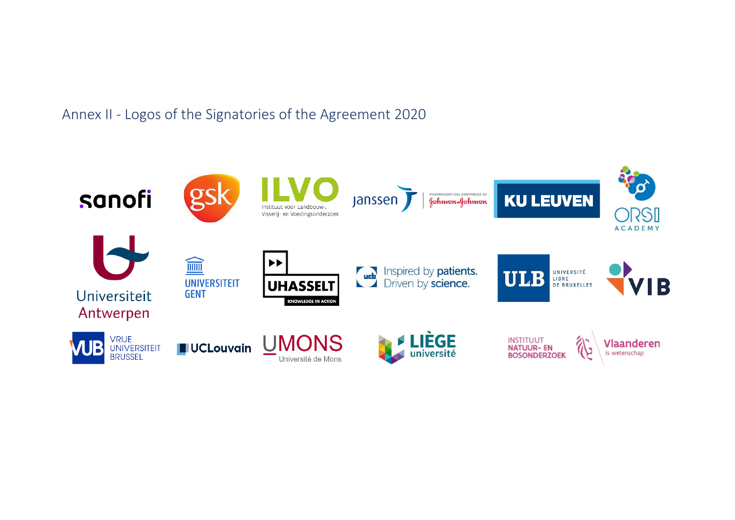Annex II - Logos of the Signatories of the Agreement 2020

sanofi

gsk

ILVO
Instituut voor Landbouw-, Visserij- en Voedingsonderzoek

janssen
PHARMACEUTICAL COMPANIES OF Johnson&Johnson

KU LEUVEN

ORSI ACADEMY

Universiteit Antwerpen

UNIVERSITEIT GENT

UHASSELT
KNOWLEDGE IN ACTION

ucb
Inspired by patients. Driven by science.

ULB
UNIVERSITÉ LIBRE DE BRUXELLES

VIB

VUB
VRIJE UNIVERSITEIT BRUSSEL

UCLouvain

UMONS
Université de Mons

LIÈGE université

INSTITUUT NATUUR- EN BOSONDERZOEK

Vlaanderen
is wetenschap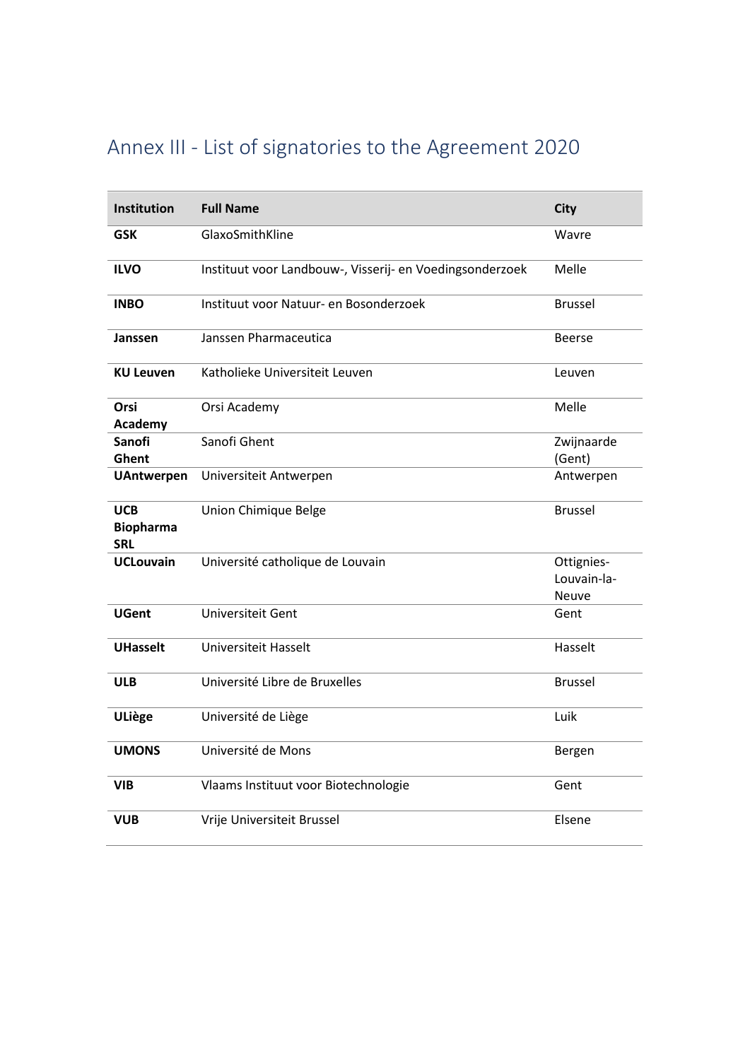# Annex III - List of signatories to the Agreement 2020

| Institution | Full Name | City |
|---|---|---|
| **GSK** | GlaxoSmithKline | Wavre |
| **ILVO** | Instituut voor Landbouw-, Visserij- en Voedingsonderzoek | Melle |
| **INBO** | Instituut voor Natuur- en Bosonderzoek | Brussel |
| **Janssen** | Janssen Pharmaceutica | Beerse |
| **KU Leuven** | Katholieke Universiteit Leuven | Leuven |
| **Orsi Academy** | Orsi Academy | Melle |
| **Sanofi Ghent** | Sanofi Ghent | Zwijnaarde (Gent) |
| **UAntwerpen** | Universiteit Antwerpen | Antwerpen |
| **UCB Biopharma SRL** | Union Chimique Belge | Brussel |
| **UCLouvain** | Université catholique de Louvain | Ottignies-Louvain-la-Neuve |
| **UGent** | Universiteit Gent | Gent |
| **UHasselt** | Universiteit Hasselt | Hasselt |
| **ULB** | Université Libre de Bruxelles | Brussel |
| **ULiège** | Université de Liège | Luik |
| **UMONS** | Université de Mons | Bergen |
| **VIB** | Vlaams Instituut voor Biotechnologie | Gent |
| **VUB** | Vrije Universiteit Brussel | Elsene |